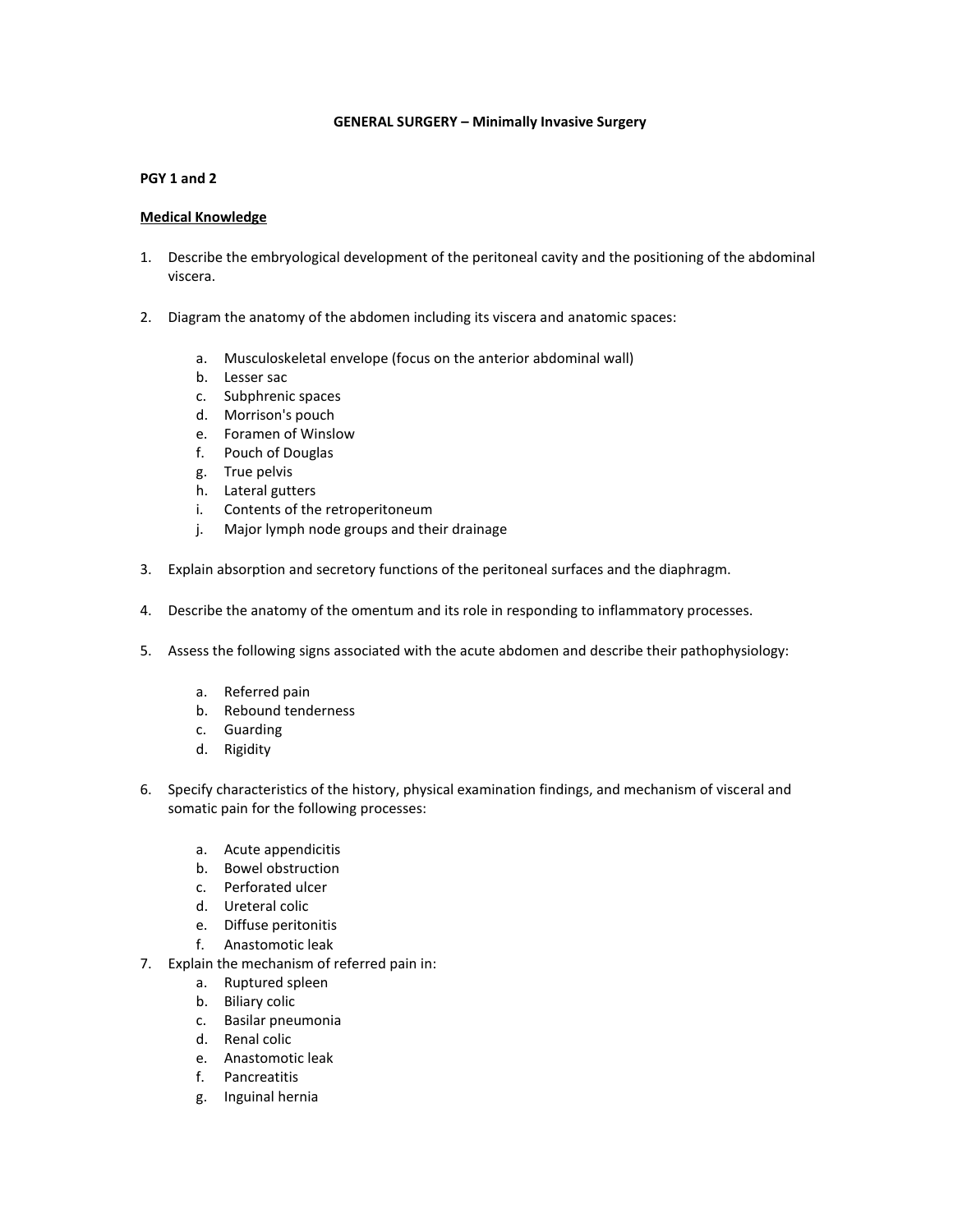# GENERAL SURGERY – Minimally Invasive Surgery

## PGY 1 and 2

### Medical Knowledge

1. Describe the embryological development of the peritoneal cavity and the positioning of the abdominal viscera.

2. Diagram the anatomy of the abdomen including its viscera and anatomic spaces:

    a. Musculoskeletal envelope (focus on the anterior abdominal wall)
    b. Lesser sac
    c. Subphrenic spaces
    d. Morrison's pouch
    e. Foramen of Winslow
    f. Pouch of Douglas
    g. True pelvis
    h. Lateral gutters
    i. Contents of the retroperitoneum
    j. Major lymph node groups and their drainage

3. Explain absorption and secretory functions of the peritoneal surfaces and the diaphragm.

4. Describe the anatomy of the omentum and its role in responding to inflammatory processes.

5. Assess the following signs associated with the acute abdomen and describe their pathophysiology:

    a. Referred pain
    b. Rebound tenderness
    c. Guarding
    d. Rigidity

6. Specify characteristics of the history, physical examination findings, and mechanism of visceral and somatic pain for the following processes:

    a. Acute appendicitis
    b. Bowel obstruction
    c. Perforated ulcer
    d. Ureteral colic
    e. Diffuse peritonitis
    f. Anastomotic leak

7. Explain the mechanism of referred pain in:
    a. Ruptured spleen
    b. Biliary colic
    c. Basilar pneumonia
    d. Renal colic
    e. Anastomotic leak
    f. Pancreatitis
    g. Inguinal hernia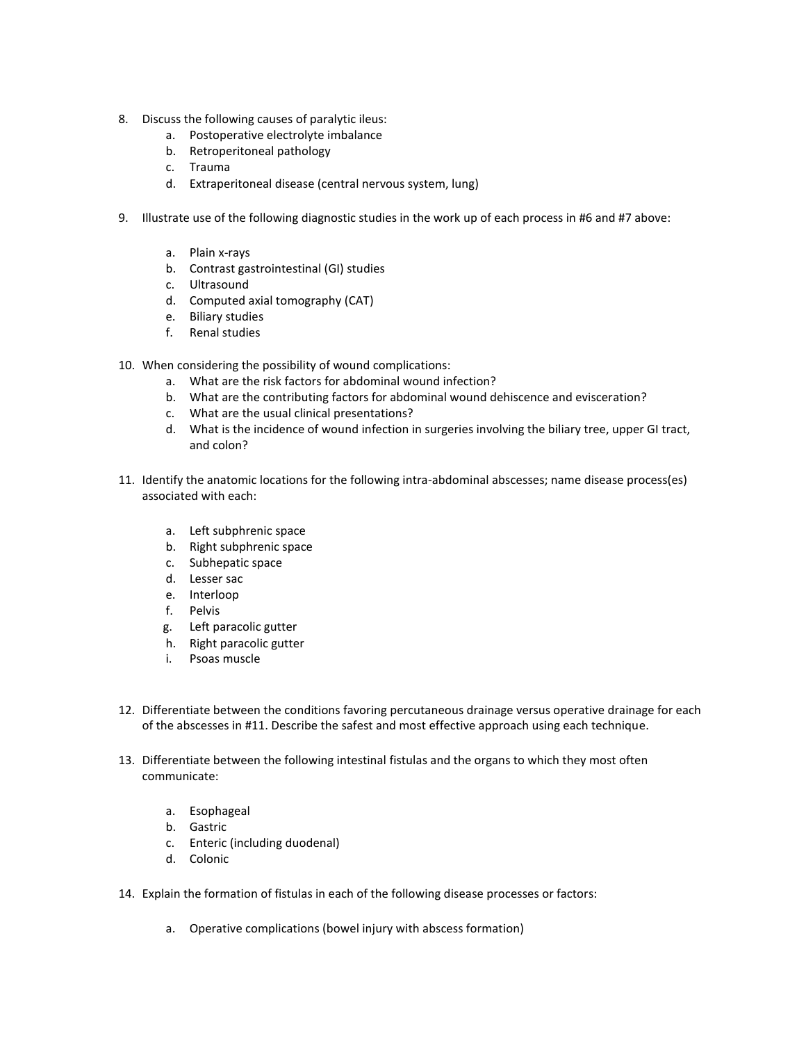8. Discuss the following causes of paralytic ileus:
    a. Postoperative electrolyte imbalance
    b. Retroperitoneal pathology
    c. Trauma
    d. Extraperitoneal disease (central nervous system, lung)

9. Illustrate use of the following diagnostic studies in the work up of each process in #6 and #7 above:

    a. Plain x-rays
    b. Contrast gastrointestinal (GI) studies
    c. Ultrasound
    d. Computed axial tomography (CAT)
    e. Biliary studies
    f. Renal studies

10. When considering the possibility of wound complications:
    a. What are the risk factors for abdominal wound infection?
    b. What are the contributing factors for abdominal wound dehiscence and evisceration?
    c. What are the usual clinical presentations?
    d. What is the incidence of wound infection in surgeries involving the biliary tree, upper GI tract, and colon?

11. Identify the anatomic locations for the following intra-abdominal abscesses; name disease process(es) associated with each:

    a. Left subphrenic space
    b. Right subphrenic space
    c. Subhepatic space
    d. Lesser sac
    e. Interloop
    f. Pelvis
    g. Left paracolic gutter
    h. Right paracolic gutter
    i. Psoas muscle

12. Differentiate between the conditions favoring percutaneous drainage versus operative drainage for each of the abscesses in #11. Describe the safest and most effective approach using each technique.

13. Differentiate between the following intestinal fistulas and the organs to which they most often communicate:

    a. Esophageal
    b. Gastric
    c. Enteric (including duodenal)
    d. Colonic

14. Explain the formation of fistulas in each of the following disease processes or factors:

    a. Operative complications (bowel injury with abscess formation)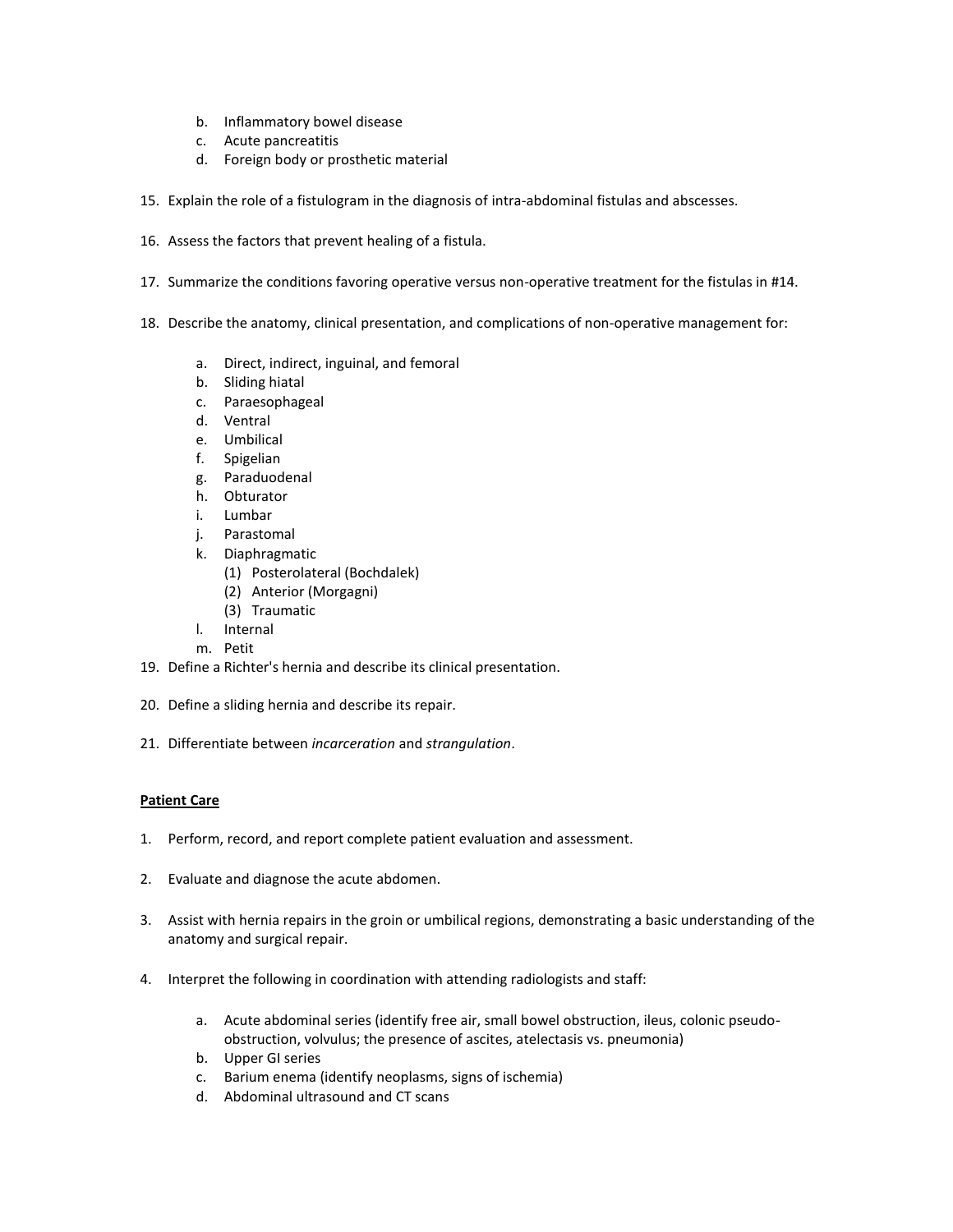b. Inflammatory bowel disease
  c. Acute pancreatitis
  d. Foreign body or prosthetic material

15. Explain the role of a fistulogram in the diagnosis of intra-abdominal fistulas and abscesses.

16. Assess the factors that prevent healing of a fistula.

17. Summarize the conditions favoring operative versus non-operative treatment for the fistulas in #14.

18. Describe the anatomy, clinical presentation, and complications of non-operative management for:

    a. Direct, indirect, inguinal, and femoral
    b. Sliding hiatal
    c. Paraesophageal
    d. Ventral
    e. Umbilical
    f. Spigelian
    g. Paraduodenal
    h. Obturator
    i. Lumbar
    j. Parastomal
    k. Diaphragmatic
       (1) Posterolateral (Bochdalek)
       (2) Anterior (Morgagni)
       (3) Traumatic
    l. Internal
    m. Petit

19. Define a Richter's hernia and describe its clinical presentation.

20. Define a sliding hernia and describe its repair.

21. Differentiate between *incarceration* and *strangulation*.

**Patient Care**

1. Perform, record, and report complete patient evaluation and assessment.

2. Evaluate and diagnose the acute abdomen.

3. Assist with hernia repairs in the groin or umbilical regions, demonstrating a basic understanding of the anatomy and surgical repair.

4. Interpret the following in coordination with attending radiologists and staff:

    a. Acute abdominal series (identify free air, small bowel obstruction, ileus, colonic pseudo-obstruction, volvulus; the presence of ascites, atelectasis vs. pneumonia)
    b. Upper GI series
    c. Barium enema (identify neoplasms, signs of ischemia)
    d. Abdominal ultrasound and CT scans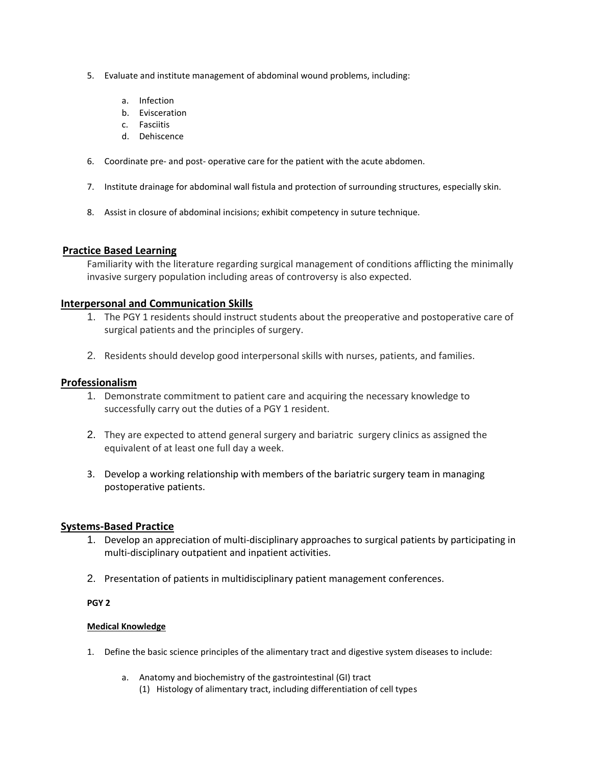5. Evaluate and institute management of abdominal wound problems, including:

    a. Infection
    b. Evisceration
    c. Fasciitis
    d. Dehiscence

6. Coordinate pre- and post- operative care for the patient with the acute abdomen.

7. Institute drainage for abdominal wall fistula and protection of surrounding structures, especially skin.

8. Assist in closure of abdominal incisions; exhibit competency in suture technique.

## Practice Based Learning

Familiarity with the literature regarding surgical management of conditions afflicting the minimally invasive surgery population including areas of controversy is also expected.

## Interpersonal and Communication Skills

1. The PGY 1 residents should instruct students about the preoperative and postoperative care of surgical patients and the principles of surgery.

2. Residents should develop good interpersonal skills with nurses, patients, and families.

## Professionalism

1. Demonstrate commitment to patient care and acquiring the necessary knowledge to successfully carry out the duties of a PGY 1 resident.

2. They are expected to attend general surgery and bariatric surgery clinics as assigned the equivalent of at least one full day a week.

3. Develop a working relationship with members of the bariatric surgery team in managing postoperative patients.

## Systems-Based Practice

1. Develop an appreciation of multi-disciplinary approaches to surgical patients by participating in multi-disciplinary outpatient and inpatient activities.

2. Presentation of patients in multidisciplinary patient management conferences.

**PGY 2**

### Medical Knowledge

1. Define the basic science principles of the alimentary tract and digestive system diseases to include:

    a. Anatomy and biochemistry of the gastrointestinal (GI) tract
        (1) Histology of alimentary tract, including differentiation of cell types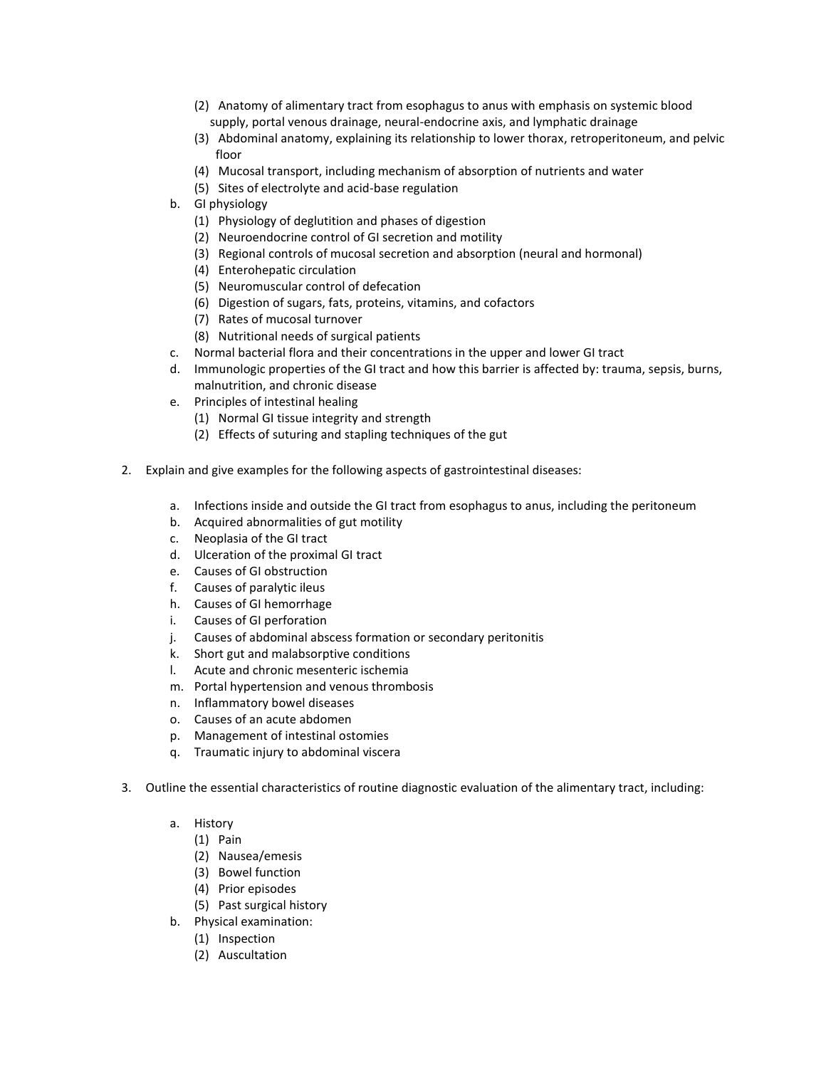- (2) Anatomy of alimentary tract from esophagus to anus with emphasis on systemic blood supply, portal venous drainage, neural-endocrine axis, and lymphatic drainage
   - (3) Abdominal anatomy, explaining its relationship to lower thorax, retroperitoneum, and pelvic floor
   - (4) Mucosal transport, including mechanism of absorption of nutrients and water
   - (5) Sites of electrolyte and acid-base regulation
- b. GI physiology
   - (1) Physiology of deglutition and phases of digestion
   - (2) Neuroendocrine control of GI secretion and motility
   - (3) Regional controls of mucosal secretion and absorption (neural and hormonal)
   - (4) Enterohepatic circulation
   - (5) Neuromuscular control of defecation
   - (6) Digestion of sugars, fats, proteins, vitamins, and cofactors
   - (7) Rates of mucosal turnover
   - (8) Nutritional needs of surgical patients
- c. Normal bacterial flora and their concentrations in the upper and lower GI tract
- d. Immunologic properties of the GI tract and how this barrier is affected by: trauma, sepsis, burns, malnutrition, and chronic disease
- e. Principles of intestinal healing
   - (1) Normal GI tissue integrity and strength
   - (2) Effects of suturing and stapling techniques of the gut

2. Explain and give examples for the following aspects of gastrointestinal diseases:

   - a. Infections inside and outside the GI tract from esophagus to anus, including the peritoneum
   - b. Acquired abnormalities of gut motility
   - c. Neoplasia of the GI tract
   - d. Ulceration of the proximal GI tract
   - e. Causes of GI obstruction
   - f. Causes of paralytic ileus
   - h. Causes of GI hemorrhage
   - i. Causes of GI perforation
   - j. Causes of abdominal abscess formation or secondary peritonitis
   - k. Short gut and malabsorptive conditions
   - l. Acute and chronic mesenteric ischemia
   - m. Portal hypertension and venous thrombosis
   - n. Inflammatory bowel diseases
   - o. Causes of an acute abdomen
   - p. Management of intestinal ostomies
   - q. Traumatic injury to abdominal viscera

3. Outline the essential characteristics of routine diagnostic evaluation of the alimentary tract, including:

   - a. History
      - (1) Pain
      - (2) Nausea/emesis
      - (3) Bowel function
      - (4) Prior episodes
      - (5) Past surgical history
   - b. Physical examination:
      - (1) Inspection
      - (2) Auscultation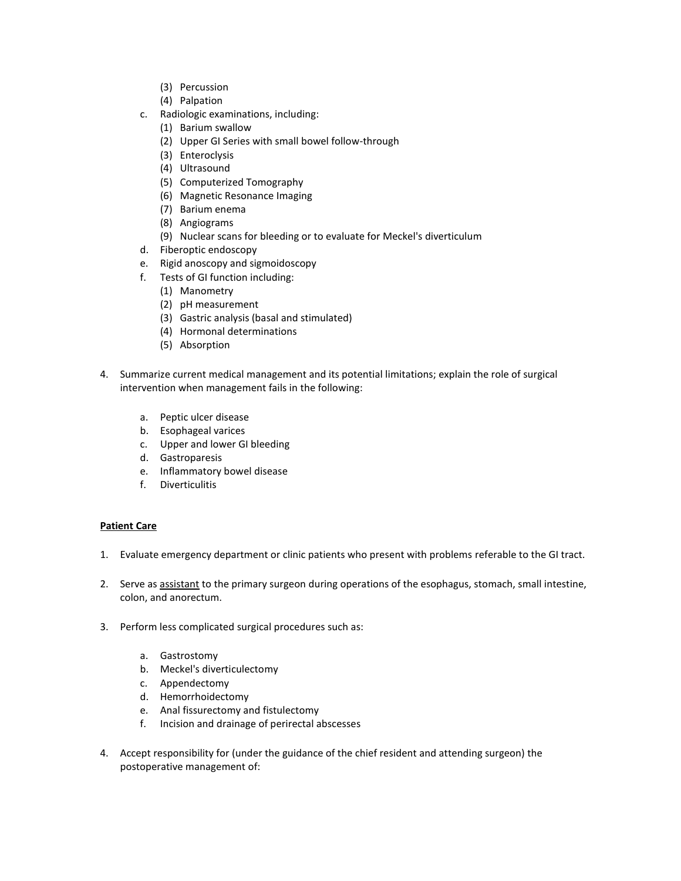(3) Percussion
    (4) Palpation

c. Radiologic examinations, including:
    (1) Barium swallow
    (2) Upper GI Series with small bowel follow-through
    (3) Enteroclysis
    (4) Ultrasound
    (5) Computerized Tomography
    (6) Magnetic Resonance Imaging
    (7) Barium enema
    (8) Angiograms
    (9) Nuclear scans for bleeding or to evaluate for Meckel's diverticulum

d. Fiberoptic endoscopy

e. Rigid anoscopy and sigmoidoscopy

f. Tests of GI function including:
    (1) Manometry
    (2) pH measurement
    (3) Gastric analysis (basal and stimulated)
    (4) Hormonal determinations
    (5) Absorption

4. Summarize current medical management and its potential limitations; explain the role of surgical intervention when management fails in the following:

    a. Peptic ulcer disease
    b. Esophageal varices
    c. Upper and lower GI bleeding
    d. Gastroparesis
    e. Inflammatory bowel disease
    f. Diverticulitis

**Patient Care**

1. Evaluate emergency department or clinic patients who present with problems referable to the GI tract.

2. Serve as <u>assistant</u> to the primary surgeon during operations of the esophagus, stomach, small intestine, colon, and anorectum.

3. Perform less complicated surgical procedures such as:

    a. Gastrostomy
    b. Meckel's diverticulectomy
    c. Appendectomy
    d. Hemorrhoidectomy
    e. Anal fissurectomy and fistulectomy
    f. Incision and drainage of perirectal abscesses

4. Accept responsibility for (under the guidance of the chief resident and attending surgeon) the postoperative management of: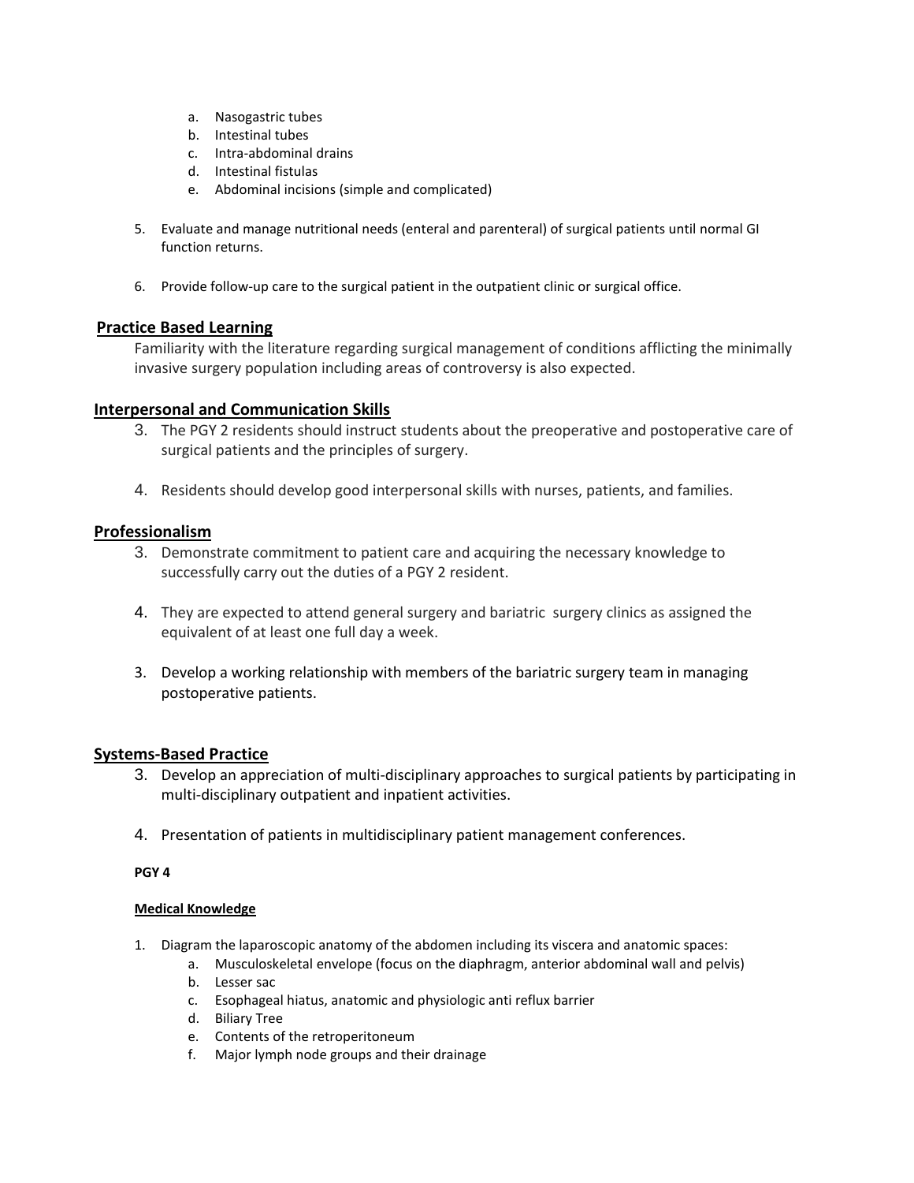a. Nasogastric tubes
   b. Intestinal tubes
   c. Intra-abdominal drains
   d. Intestinal fistulas
   e. Abdominal incisions (simple and complicated)

5. Evaluate and manage nutritional needs (enteral and parenteral) of surgical patients until normal GI function returns.

6. Provide follow-up care to the surgical patient in the outpatient clinic or surgical office.

## Practice Based Learning

Familiarity with the literature regarding surgical management of conditions afflicting the minimally invasive surgery population including areas of controversy is also expected.

## Interpersonal and Communication Skills

3. The PGY 2 residents should instruct students about the preoperative and postoperative care of surgical patients and the principles of surgery.

4. Residents should develop good interpersonal skills with nurses, patients, and families.

## Professionalism

3. Demonstrate commitment to patient care and acquiring the necessary knowledge to successfully carry out the duties of a PGY 2 resident.

4. They are expected to attend general surgery and bariatric surgery clinics as assigned the equivalent of at least one full day a week.

3. Develop a working relationship with members of the bariatric surgery team in managing postoperative patients.

## Systems-Based Practice

3. Develop an appreciation of multi-disciplinary approaches to surgical patients by participating in multi-disciplinary outpatient and inpatient activities.

4. Presentation of patients in multidisciplinary patient management conferences.

**PGY 4**

**Medical Knowledge**

1. Diagram the laparoscopic anatomy of the abdomen including its viscera and anatomic spaces:
   a. Musculoskeletal envelope (focus on the diaphragm, anterior abdominal wall and pelvis)
   b. Lesser sac
   c. Esophageal hiatus, anatomic and physiologic anti reflux barrier
   d. Biliary Tree
   e. Contents of the retroperitoneum
   f. Major lymph node groups and their drainage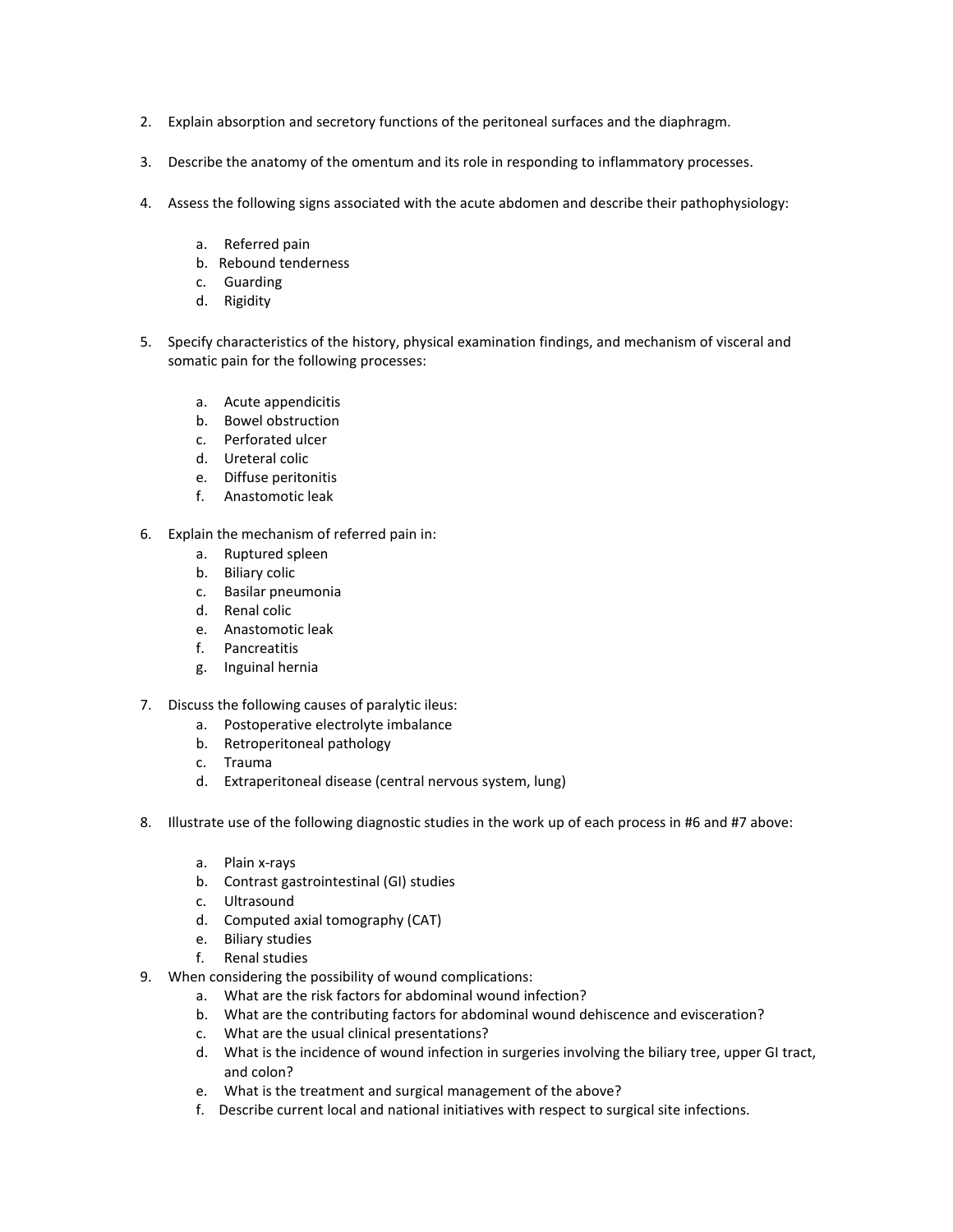2. Explain absorption and secretory functions of the peritoneal surfaces and the diaphragm.

3. Describe the anatomy of the omentum and its role in responding to inflammatory processes.

4. Assess the following signs associated with the acute abdomen and describe their pathophysiology:

    a. Referred pain
    b. Rebound tenderness
    c. Guarding
    d. Rigidity

5. Specify characteristics of the history, physical examination findings, and mechanism of visceral and somatic pain for the following processes:

    a. Acute appendicitis
    b. Bowel obstruction
    c. Perforated ulcer
    d. Ureteral colic
    e. Diffuse peritonitis
    f. Anastomotic leak

6. Explain the mechanism of referred pain in:
    a. Ruptured spleen
    b. Biliary colic
    c. Basilar pneumonia
    d. Renal colic
    e. Anastomotic leak
    f. Pancreatitis
    g. Inguinal hernia

7. Discuss the following causes of paralytic ileus:
    a. Postoperative electrolyte imbalance
    b. Retroperitoneal pathology
    c. Trauma
    d. Extraperitoneal disease (central nervous system, lung)

8. Illustrate use of the following diagnostic studies in the work up of each process in #6 and #7 above:

    a. Plain x-rays
    b. Contrast gastrointestinal (GI) studies
    c. Ultrasound
    d. Computed axial tomography (CAT)
    e. Biliary studies
    f. Renal studies

9. When considering the possibility of wound complications:
    a. What are the risk factors for abdominal wound infection?
    b. What are the contributing factors for abdominal wound dehiscence and evisceration?
    c. What are the usual clinical presentations?
    d. What is the incidence of wound infection in surgeries involving the biliary tree, upper GI tract, and colon?
    e. What is the treatment and surgical management of the above?
    f. Describe current local and national initiatives with respect to surgical site infections.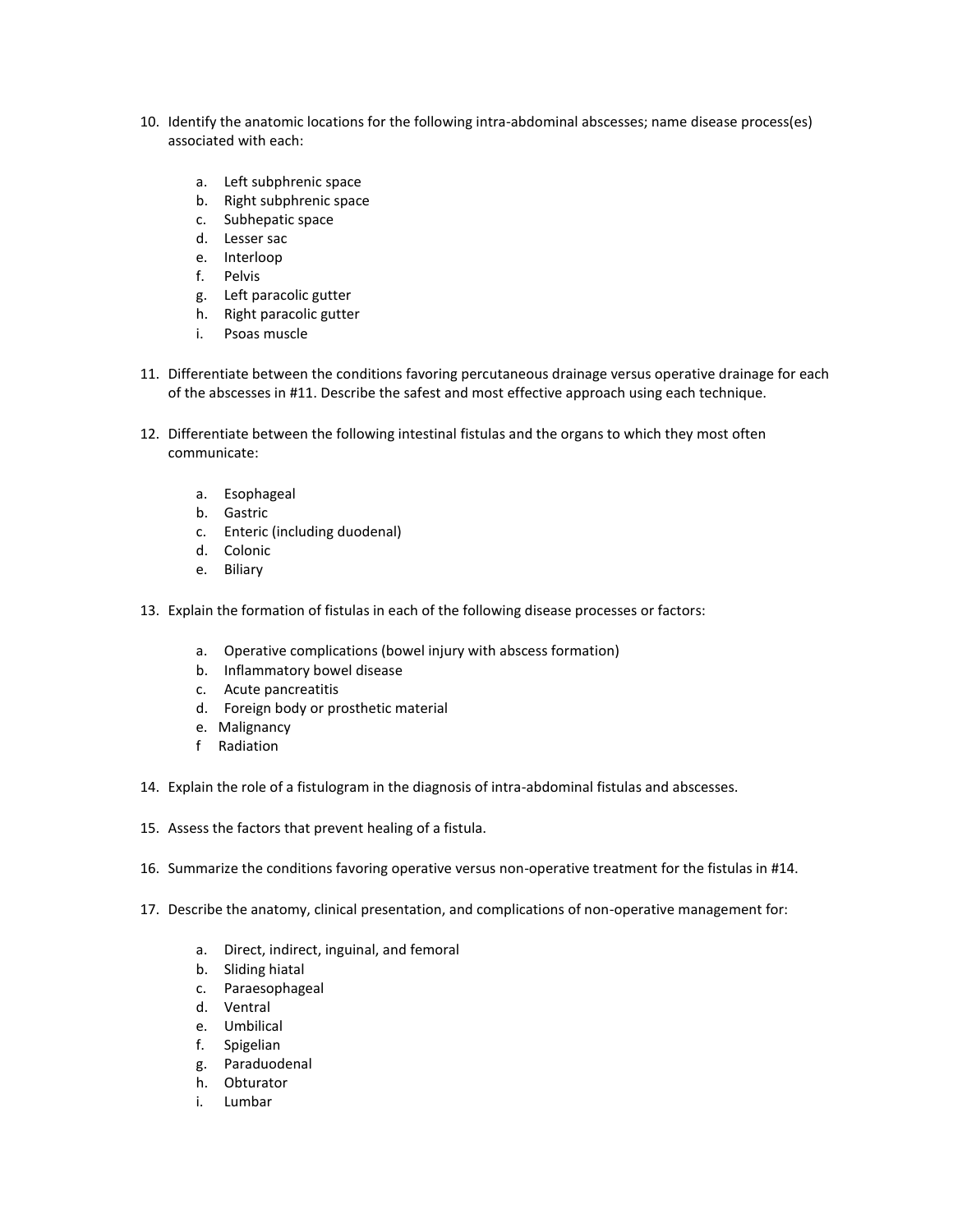10. Identify the anatomic locations for the following intra-abdominal abscesses; name disease process(es) associated with each:

    a. Left subphrenic space
    b. Right subphrenic space
    c. Subhepatic space
    d. Lesser sac
    e. Interloop
    f. Pelvis
    g. Left paracolic gutter
    h. Right paracolic gutter
    i. Psoas muscle

11. Differentiate between the conditions favoring percutaneous drainage versus operative drainage for each of the abscesses in #11. Describe the safest and most effective approach using each technique.

12. Differentiate between the following intestinal fistulas and the organs to which they most often communicate:

    a. Esophageal
    b. Gastric
    c. Enteric (including duodenal)
    d. Colonic
    e. Biliary

13. Explain the formation of fistulas in each of the following disease processes or factors:

    a. Operative complications (bowel injury with abscess formation)
    b. Inflammatory bowel disease
    c. Acute pancreatitis
    d. Foreign body or prosthetic material
    e. Malignancy
    f Radiation

14. Explain the role of a fistulogram in the diagnosis of intra-abdominal fistulas and abscesses.

15. Assess the factors that prevent healing of a fistula.

16. Summarize the conditions favoring operative versus non-operative treatment for the fistulas in #14.

17. Describe the anatomy, clinical presentation, and complications of non-operative management for:

    a. Direct, indirect, inguinal, and femoral
    b. Sliding hiatal
    c. Paraesophageal
    d. Ventral
    e. Umbilical
    f. Spigelian
    g. Paraduodenal
    h. Obturator
    i. Lumbar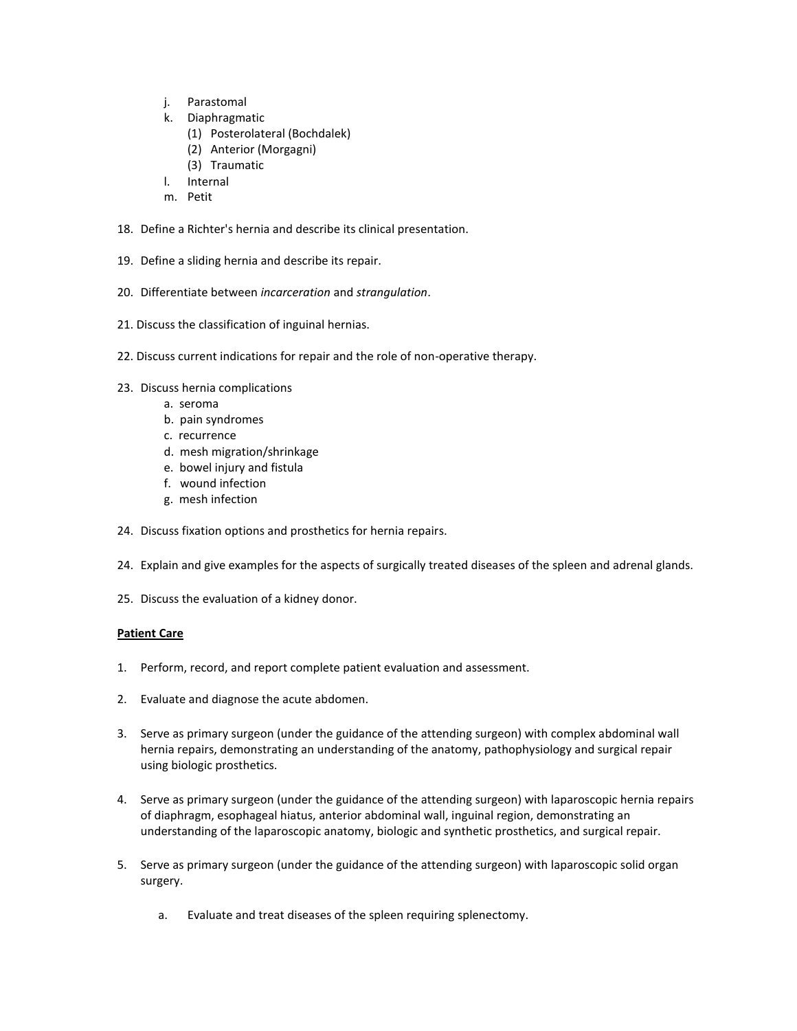j. Parastomal
   k. Diaphragmatic
      (1) Posterolateral (Bochdalek)
      (2) Anterior (Morgagni)
      (3) Traumatic
   l. Internal
   m. Petit

18. Define a Richter's hernia and describe its clinical presentation.

19. Define a sliding hernia and describe its repair.

20. Differentiate between *incarceration* and *strangulation*.

21. Discuss the classification of inguinal hernias.

22. Discuss current indications for repair and the role of non-operative therapy.

23. Discuss hernia complications
    a. seroma
    b. pain syndromes
    c. recurrence
    d. mesh migration/shrinkage
    e. bowel injury and fistula
    f. wound infection
    g. mesh infection

24. Discuss fixation options and prosthetics for hernia repairs.

24. Explain and give examples for the aspects of surgically treated diseases of the spleen and adrenal glands.

25. Discuss the evaluation of a kidney donor.

**<u>Patient Care</u>**

1. Perform, record, and report complete patient evaluation and assessment.

2. Evaluate and diagnose the acute abdomen.

3. Serve as primary surgeon (under the guidance of the attending surgeon) with complex abdominal wall hernia repairs, demonstrating an understanding of the anatomy, pathophysiology and surgical repair using biologic prosthetics.

4. Serve as primary surgeon (under the guidance of the attending surgeon) with laparoscopic hernia repairs of diaphragm, esophageal hiatus, anterior abdominal wall, inguinal region, demonstrating an understanding of the laparoscopic anatomy, biologic and synthetic prosthetics, and surgical repair.

5. Serve as primary surgeon (under the guidance of the attending surgeon) with laparoscopic solid organ surgery.

   a. Evaluate and treat diseases of the spleen requiring splenectomy.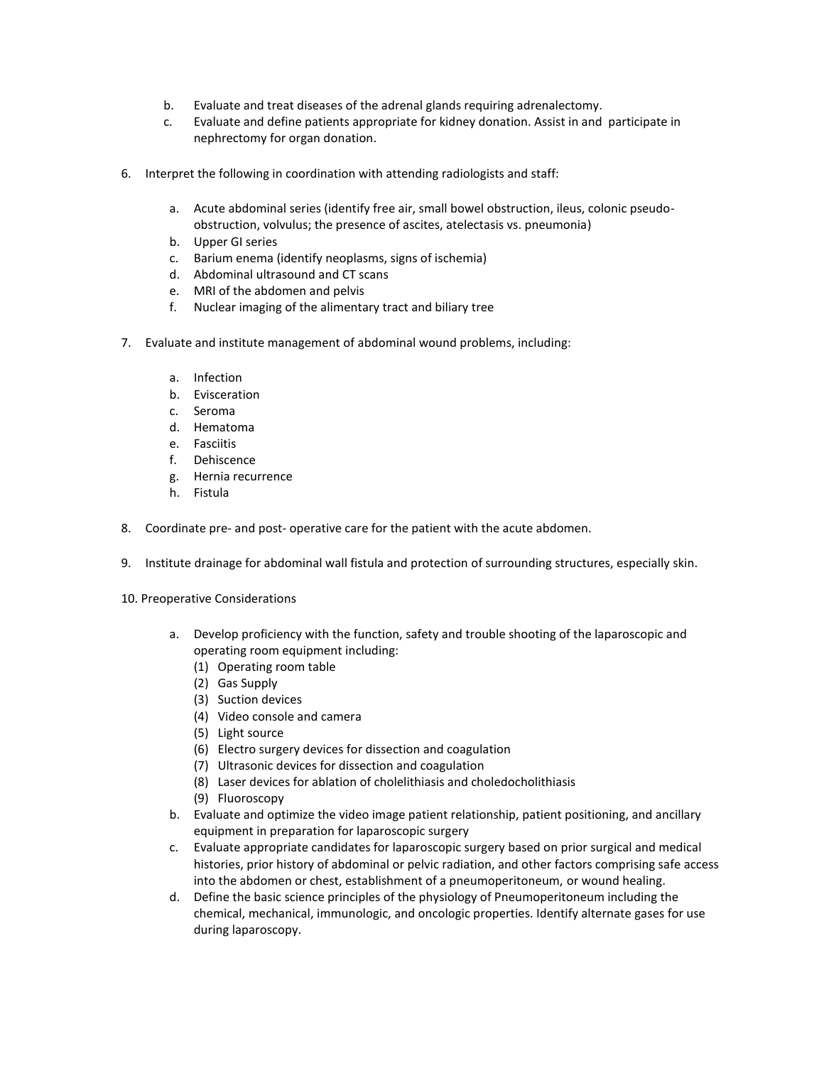b. Evaluate and treat diseases of the adrenal glands requiring adrenalectomy.
c. Evaluate and define patients appropriate for kidney donation. Assist in and participate in nephrectomy for organ donation.

6. Interpret the following in coordination with attending radiologists and staff:

    a. Acute abdominal series (identify free air, small bowel obstruction, ileus, colonic pseudo-obstruction, volvulus; the presence of ascites, atelectasis vs. pneumonia)
    b. Upper GI series
    c. Barium enema (identify neoplasms, signs of ischemia)
    d. Abdominal ultrasound and CT scans
    e. MRI of the abdomen and pelvis
    f. Nuclear imaging of the alimentary tract and biliary tree

7. Evaluate and institute management of abdominal wound problems, including:

    a. Infection
    b. Evisceration
    c. Seroma
    d. Hematoma
    e. Fasciitis
    f. Dehiscence
    g. Hernia recurrence
    h. Fistula

8. Coordinate pre- and post- operative care for the patient with the acute abdomen.

9. Institute drainage for abdominal wall fistula and protection of surrounding structures, especially skin.

10. Preoperative Considerations

    a. Develop proficiency with the function, safety and trouble shooting of the laparoscopic and operating room equipment including:
        (1) Operating room table
        (2) Gas Supply
        (3) Suction devices
        (4) Video console and camera
        (5) Light source
        (6) Electro surgery devices for dissection and coagulation
        (7) Ultrasonic devices for dissection and coagulation
        (8) Laser devices for ablation of cholelithiasis and choledocholithiasis
        (9) Fluoroscopy
    b. Evaluate and optimize the video image patient relationship, patient positioning, and ancillary equipment in preparation for laparoscopic surgery
    c. Evaluate appropriate candidates for laparoscopic surgery based on prior surgical and medical histories, prior history of abdominal or pelvic radiation, and other factors comprising safe access into the abdomen or chest, establishment of a pneumoperitoneum, or wound healing.
    d. Define the basic science principles of the physiology of Pneumoperitoneum including the chemical, mechanical, immunologic, and oncologic properties. Identify alternate gases for use during laparoscopy.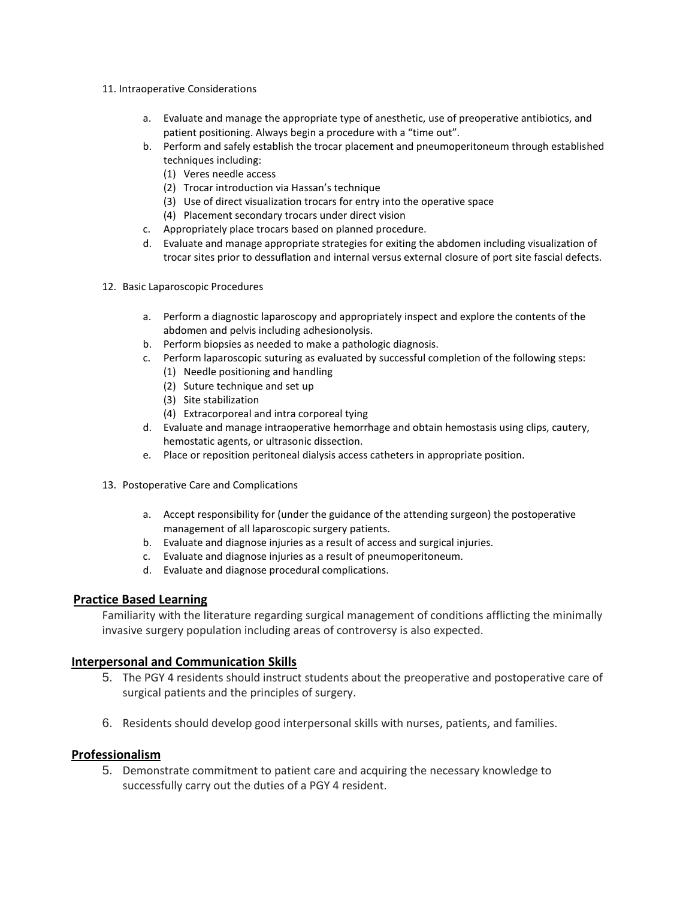11. Intraoperative Considerations

   a. Evaluate and manage the appropriate type of anesthetic, use of preoperative antibiotics, and patient positioning. Always begin a procedure with a "time out".
   b. Perform and safely establish the trocar placement and pneumoperitoneum through established techniques including:
      (1) Veres needle access
      (2) Trocar introduction via Hassan's technique
      (3) Use of direct visualization trocars for entry into the operative space
      (4) Placement secondary trocars under direct vision
   c. Appropriately place trocars based on planned procedure.
   d. Evaluate and manage appropriate strategies for exiting the abdomen including visualization of trocar sites prior to dessuflation and internal versus external closure of port site fascial defects.

12. Basic Laparoscopic Procedures

   a. Perform a diagnostic laparoscopy and appropriately inspect and explore the contents of the abdomen and pelvis including adhesionolysis.
   b. Perform biopsies as needed to make a pathologic diagnosis.
   c. Perform laparoscopic suturing as evaluated by successful completion of the following steps:
      (1) Needle positioning and handling
      (2) Suture technique and set up
      (3) Site stabilization
      (4) Extracorporeal and intra corporeal tying
   d. Evaluate and manage intraoperative hemorrhage and obtain hemostasis using clips, cautery, hemostatic agents, or ultrasonic dissection.
   e. Place or reposition peritoneal dialysis access catheters in appropriate position.

13. Postoperative Care and Complications

   a. Accept responsibility for (under the guidance of the attending surgeon) the postoperative management of all laparoscopic surgery patients.
   b. Evaluate and diagnose injuries as a result of access and surgical injuries.
   c. Evaluate and diagnose injuries as a result of pneumoperitoneum.
   d. Evaluate and diagnose procedural complications.

## Practice Based Learning

Familiarity with the literature regarding surgical management of conditions afflicting the minimally invasive surgery population including areas of controversy is also expected.

## Interpersonal and Communication Skills

5. The PGY 4 residents should instruct students about the preoperative and postoperative care of surgical patients and the principles of surgery.

6. Residents should develop good interpersonal skills with nurses, patients, and families.

## Professionalism

5. Demonstrate commitment to patient care and acquiring the necessary knowledge to successfully carry out the duties of a PGY 4 resident.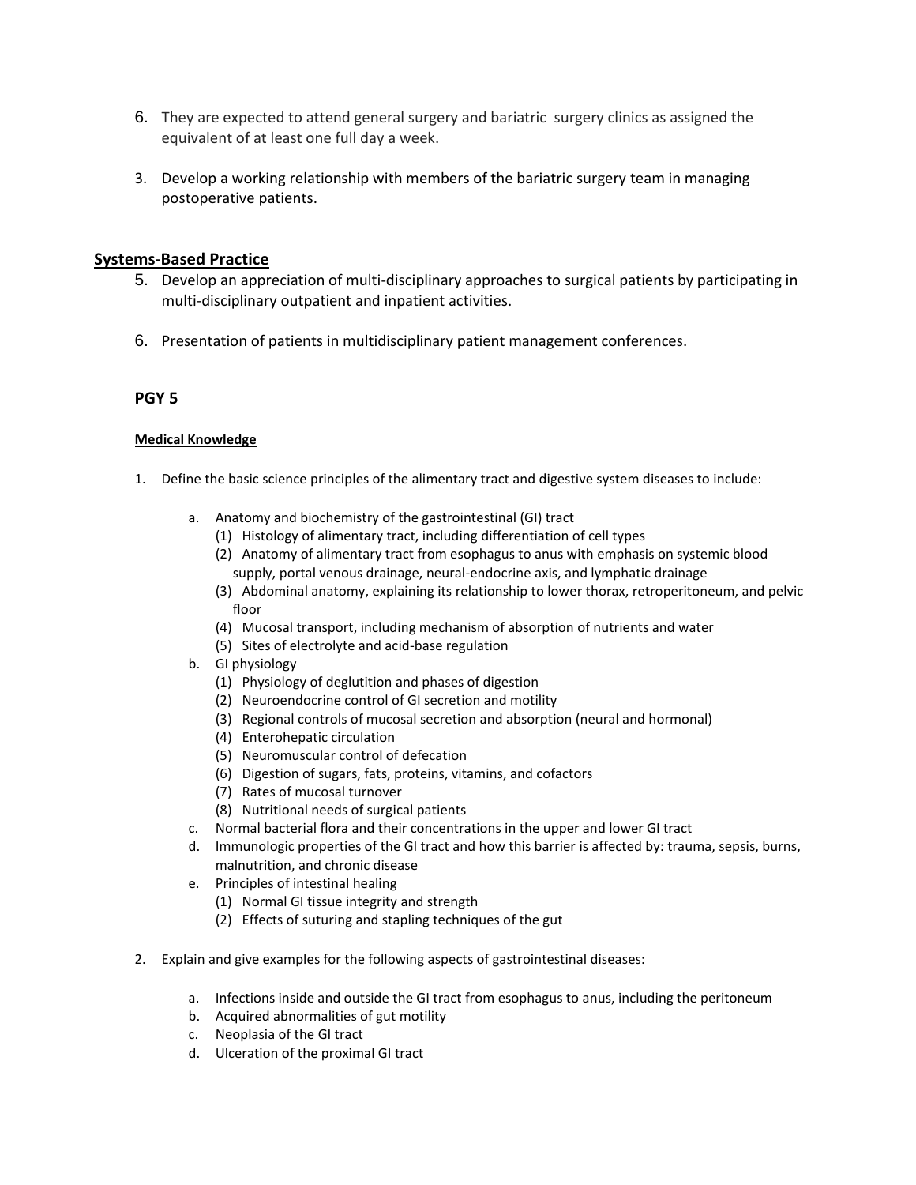6. They are expected to attend general surgery and bariatric surgery clinics as assigned the equivalent of at least one full day a week.

3. Develop a working relationship with members of the bariatric surgery team in managing postoperative patients.

## Systems-Based Practice

5. Develop an appreciation of multi-disciplinary approaches to surgical patients by participating in multi-disciplinary outpatient and inpatient activities.

6. Presentation of patients in multidisciplinary patient management conferences.

### PGY 5

**Medical Knowledge**

1. Define the basic science principles of the alimentary tract and digestive system diseases to include:

   a. Anatomy and biochemistry of the gastrointestinal (GI) tract
      (1) Histology of alimentary tract, including differentiation of cell types
      (2) Anatomy of alimentary tract from esophagus to anus with emphasis on systemic blood supply, portal venous drainage, neural-endocrine axis, and lymphatic drainage
      (3) Abdominal anatomy, explaining its relationship to lower thorax, retroperitoneum, and pelvic floor
      (4) Mucosal transport, including mechanism of absorption of nutrients and water
      (5) Sites of electrolyte and acid-base regulation
   b. GI physiology
      (1) Physiology of deglutition and phases of digestion
      (2) Neuroendocrine control of GI secretion and motility
      (3) Regional controls of mucosal secretion and absorption (neural and hormonal)
      (4) Enterohepatic circulation
      (5) Neuromuscular control of defecation
      (6) Digestion of sugars, fats, proteins, vitamins, and cofactors
      (7) Rates of mucosal turnover
      (8) Nutritional needs of surgical patients
   c. Normal bacterial flora and their concentrations in the upper and lower GI tract
   d. Immunologic properties of the GI tract and how this barrier is affected by: trauma, sepsis, burns, malnutrition, and chronic disease
   e. Principles of intestinal healing
      (1) Normal GI tissue integrity and strength
      (2) Effects of suturing and stapling techniques of the gut

2. Explain and give examples for the following aspects of gastrointestinal diseases:

   a. Infections inside and outside the GI tract from esophagus to anus, including the peritoneum
   b. Acquired abnormalities of gut motility
   c. Neoplasia of the GI tract
   d. Ulceration of the proximal GI tract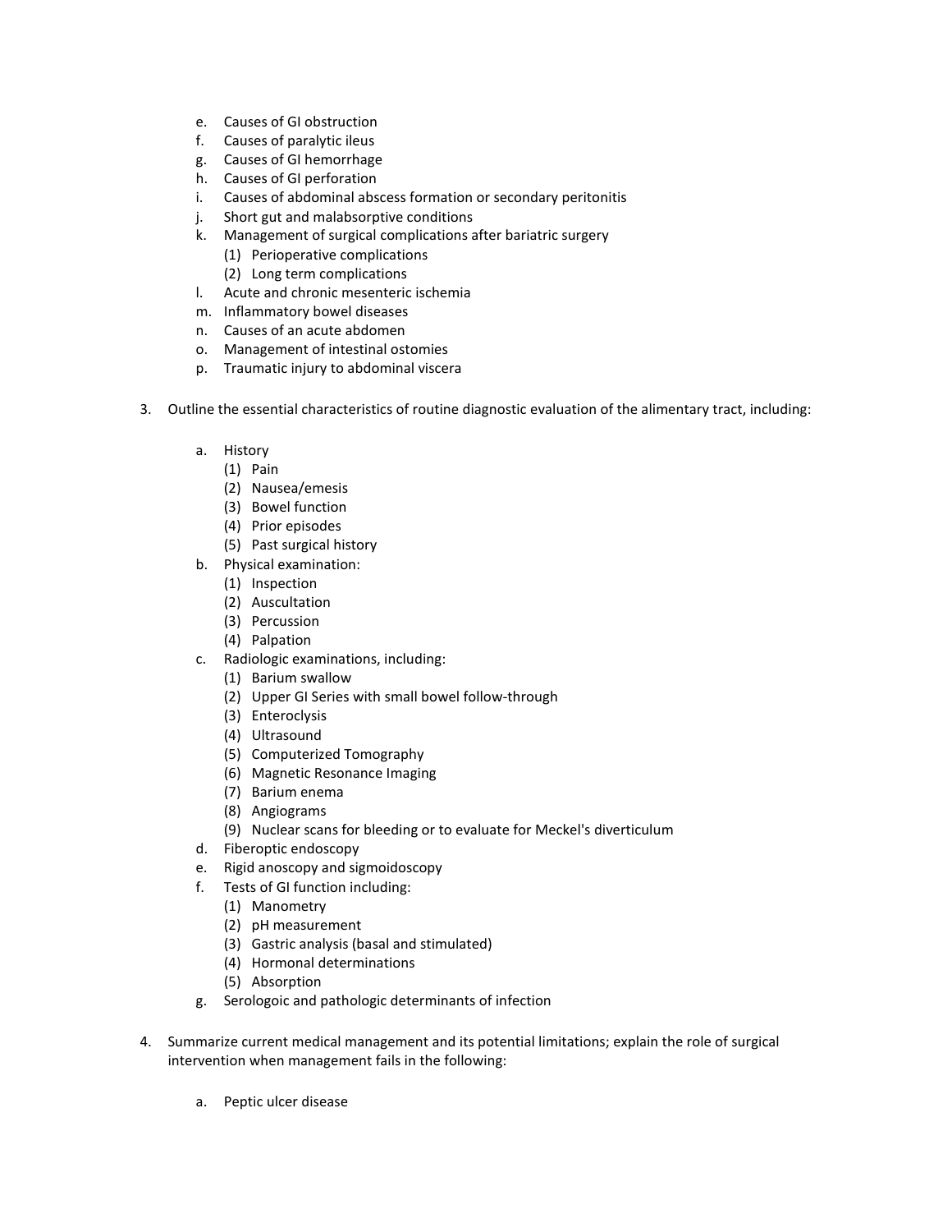e. Causes of GI obstruction
   f. Causes of paralytic ileus
   g. Causes of GI hemorrhage
   h. Causes of GI perforation
   i. Causes of abdominal abscess formation or secondary peritonitis
   j. Short gut and malabsorptive conditions
   k. Management of surgical complications after bariatric surgery
      (1) Perioperative complications
      (2) Long term complications
   l. Acute and chronic mesenteric ischemia
   m. Inflammatory bowel diseases
   n. Causes of an acute abdomen
   o. Management of intestinal ostomies
   p. Traumatic injury to abdominal viscera

3. Outline the essential characteristics of routine diagnostic evaluation of the alimentary tract, including:

   a. History
      (1) Pain
      (2) Nausea/emesis
      (3) Bowel function
      (4) Prior episodes
      (5) Past surgical history
   b. Physical examination:
      (1) Inspection
      (2) Auscultation
      (3) Percussion
      (4) Palpation
   c. Radiologic examinations, including:
      (1) Barium swallow
      (2) Upper GI Series with small bowel follow-through
      (3) Enteroclysis
      (4) Ultrasound
      (5) Computerized Tomography
      (6) Magnetic Resonance Imaging
      (7) Barium enema
      (8) Angiograms
      (9) Nuclear scans for bleeding or to evaluate for Meckel's diverticulum
   d. Fiberoptic endoscopy
   e. Rigid anoscopy and sigmoidoscopy
   f. Tests of GI function including:
      (1) Manometry
      (2) pH measurement
      (3) Gastric analysis (basal and stimulated)
      (4) Hormonal determinations
      (5) Absorption
   g. Serologoic and pathologic determinants of infection

4. Summarize current medical management and its potential limitations; explain the role of surgical intervention when management fails in the following:

   a. Peptic ulcer disease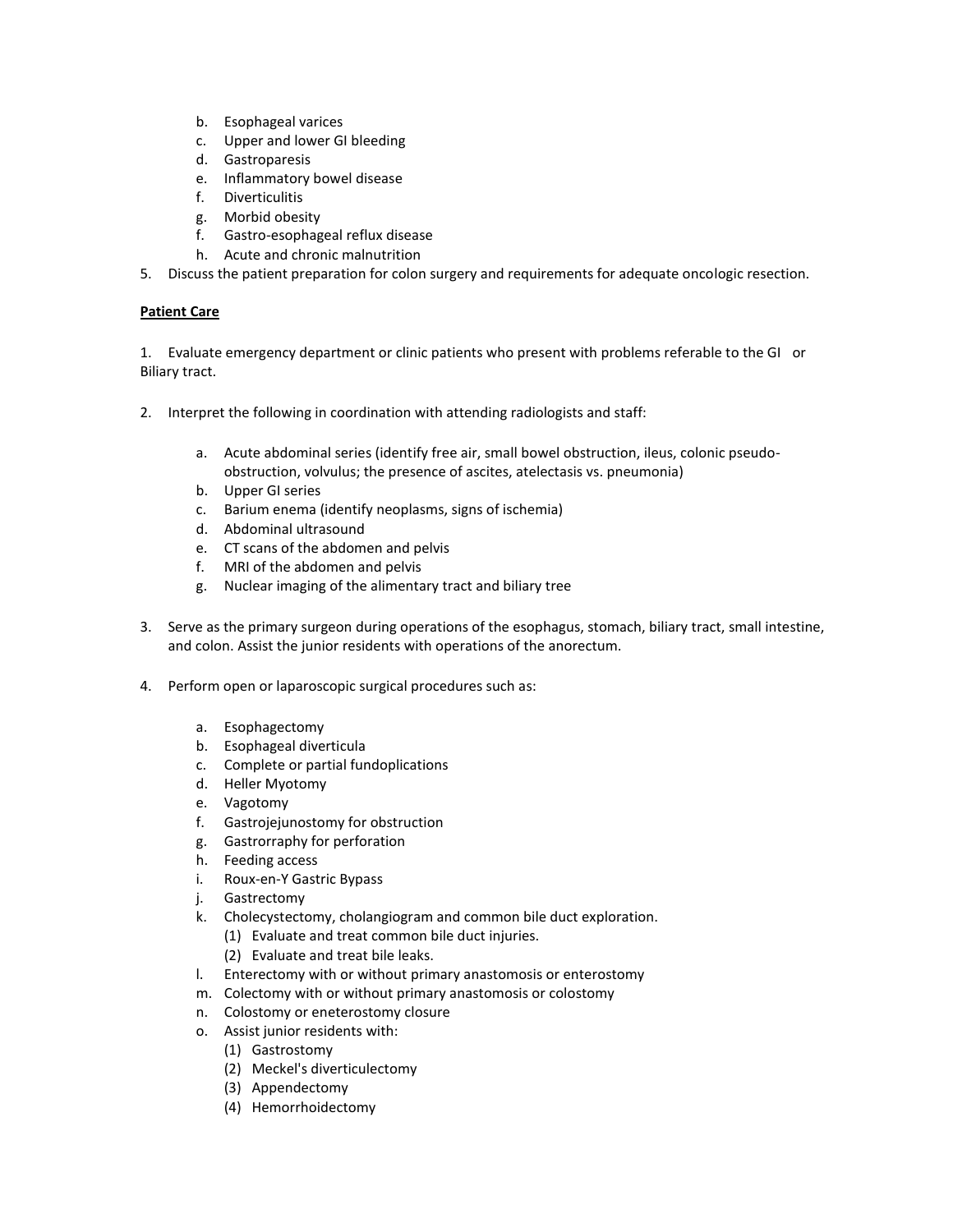b. Esophageal varices
   c. Upper and lower GI bleeding
   d. Gastroparesis
   e. Inflammatory bowel disease
   f. Diverticulitis
   g. Morbid obesity
   f. Gastro-esophageal reflux disease
   h. Acute and chronic malnutrition
5. Discuss the patient preparation for colon surgery and requirements for adequate oncologic resection.

**Patient Care**

1. Evaluate emergency department or clinic patients who present with problems referable to the GI or Biliary tract.

2. Interpret the following in coordination with attending radiologists and staff:

   a. Acute abdominal series (identify free air, small bowel obstruction, ileus, colonic pseudo-obstruction, volvulus; the presence of ascites, atelectasis vs. pneumonia)
   b. Upper GI series
   c. Barium enema (identify neoplasms, signs of ischemia)
   d. Abdominal ultrasound
   e. CT scans of the abdomen and pelvis
   f. MRI of the abdomen and pelvis
   g. Nuclear imaging of the alimentary tract and biliary tree

3. Serve as the primary surgeon during operations of the esophagus, stomach, biliary tract, small intestine, and colon. Assist the junior residents with operations of the anorectum.

4. Perform open or laparoscopic surgical procedures such as:

   a. Esophagectomy
   b. Esophageal diverticula
   c. Complete or partial fundoplications
   d. Heller Myotomy
   e. Vagotomy
   f. Gastrojejunostomy for obstruction
   g. Gastrorraphy for perforation
   h. Feeding access
   i. Roux-en-Y Gastric Bypass
   j. Gastrectomy
   k. Cholecystectomy, cholangiogram and common bile duct exploration.
      (1) Evaluate and treat common bile duct injuries.
      (2) Evaluate and treat bile leaks.
   l. Enterectomy with or without primary anastomosis or enterostomy
   m. Colectomy with or without primary anastomosis or colostomy
   n. Colostomy or eneterostomy closure
   o. Assist junior residents with:
      (1) Gastrostomy
      (2) Meckel's diverticulectomy
      (3) Appendectomy
      (4) Hemorrhoidectomy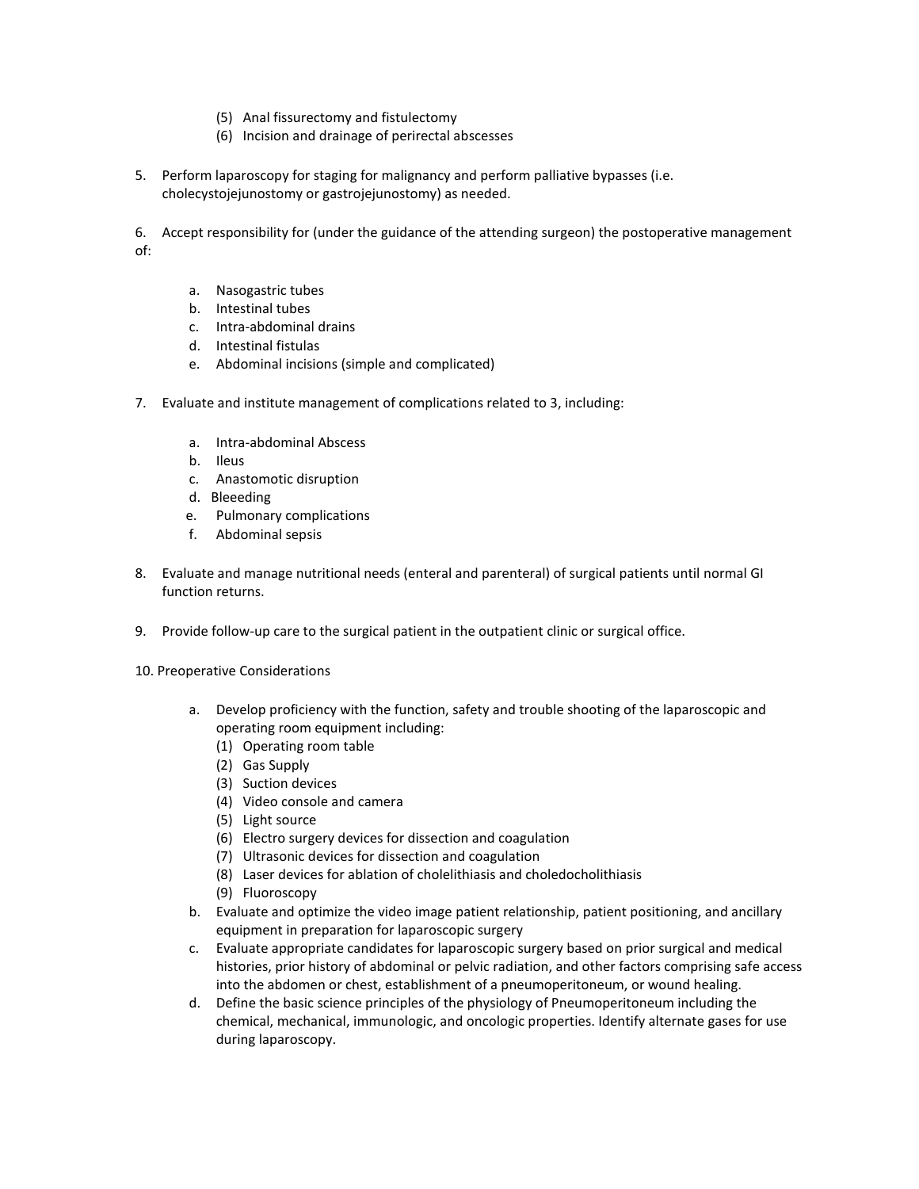(5) Anal fissurectomy and fistulectomy
(6) Incision and drainage of perirectal abscesses

5. Perform laparoscopy for staging for malignancy and perform palliative bypasses (i.e. cholecystojejunostomy or gastrojejunostomy) as needed.

6. Accept responsibility for (under the guidance of the attending surgeon) the postoperative management of:

   a. Nasogastric tubes
   b. Intestinal tubes
   c. Intra-abdominal drains
   d. Intestinal fistulas
   e. Abdominal incisions (simple and complicated)

7. Evaluate and institute management of complications related to 3, including:

   a. Intra-abdominal Abscess
   b. Ileus
   c. Anastomotic disruption
   d. Bleeeding
   e. Pulmonary complications
   f. Abdominal sepsis

8. Evaluate and manage nutritional needs (enteral and parenteral) of surgical patients until normal GI function returns.

9. Provide follow-up care to the surgical patient in the outpatient clinic or surgical office.

10. Preoperative Considerations

   a. Develop proficiency with the function, safety and trouble shooting of the laparoscopic and operating room equipment including:
      (1) Operating room table
      (2) Gas Supply
      (3) Suction devices
      (4) Video console and camera
      (5) Light source
      (6) Electro surgery devices for dissection and coagulation
      (7) Ultrasonic devices for dissection and coagulation
      (8) Laser devices for ablation of cholelithiasis and choledocholithiasis
      (9) Fluoroscopy
   b. Evaluate and optimize the video image patient relationship, patient positioning, and ancillary equipment in preparation for laparoscopic surgery
   c. Evaluate appropriate candidates for laparoscopic surgery based on prior surgical and medical histories, prior history of abdominal or pelvic radiation, and other factors comprising safe access into the abdomen or chest, establishment of a pneumoperitoneum, or wound healing.
   d. Define the basic science principles of the physiology of Pneumoperitoneum including the chemical, mechanical, immunologic, and oncologic properties. Identify alternate gases for use during laparoscopy.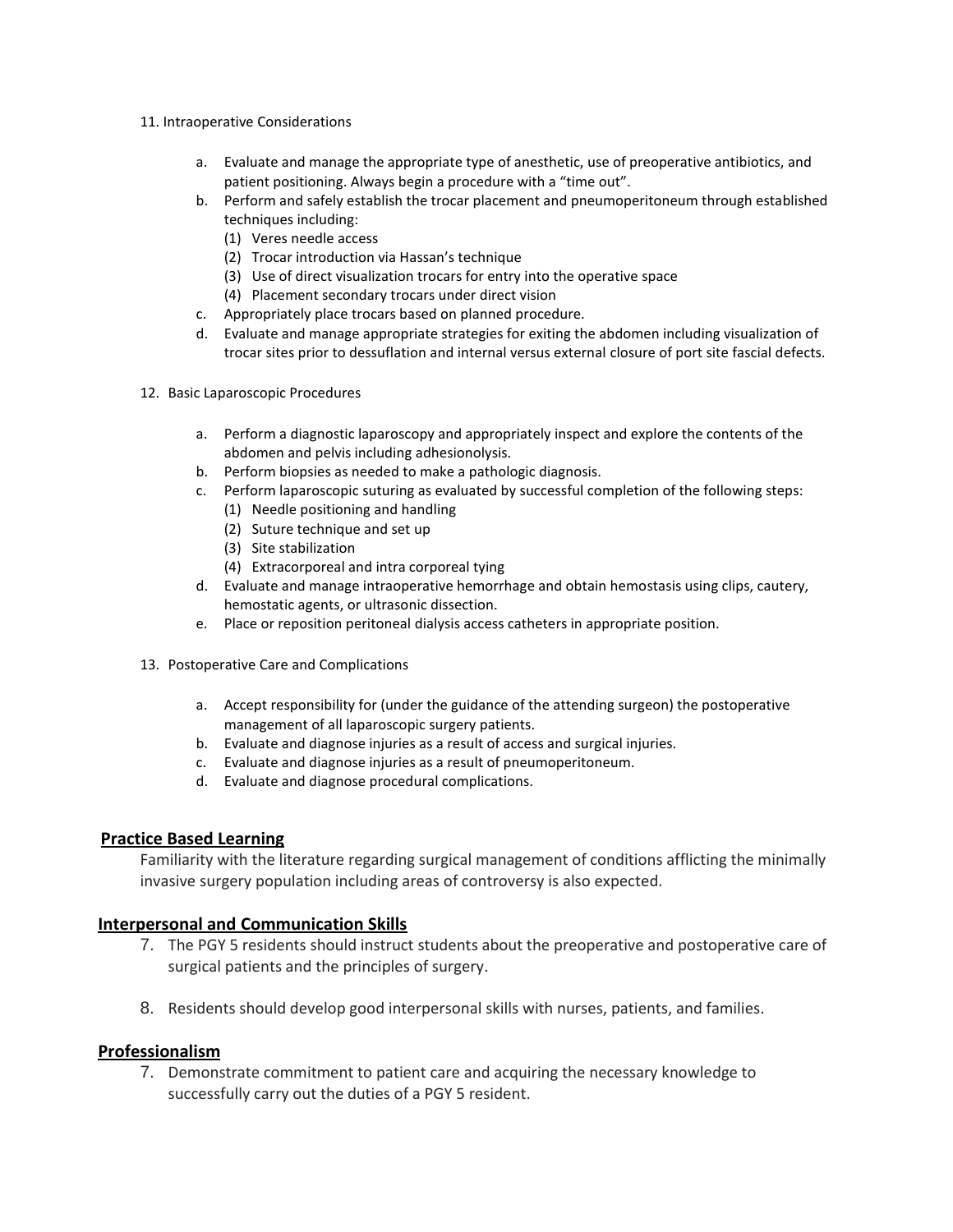11. Intraoperative Considerations

    a. Evaluate and manage the appropriate type of anesthetic, use of preoperative antibiotics, and patient positioning. Always begin a procedure with a "time out".
    b. Perform and safely establish the trocar placement and pneumoperitoneum through established techniques including:
        (1) Veres needle access
        (2) Trocar introduction via Hassan's technique
        (3) Use of direct visualization trocars for entry into the operative space
        (4) Placement secondary trocars under direct vision
    c. Appropriately place trocars based on planned procedure.
    d. Evaluate and manage appropriate strategies for exiting the abdomen including visualization of trocar sites prior to dessuflation and internal versus external closure of port site fascial defects.

12. Basic Laparoscopic Procedures

    a. Perform a diagnostic laparoscopy and appropriately inspect and explore the contents of the abdomen and pelvis including adhesionolysis.
    b. Perform biopsies as needed to make a pathologic diagnosis.
    c. Perform laparoscopic suturing as evaluated by successful completion of the following steps:
        (1) Needle positioning and handling
        (2) Suture technique and set up
        (3) Site stabilization
        (4) Extracorporeal and intra corporeal tying
    d. Evaluate and manage intraoperative hemorrhage and obtain hemostasis using clips, cautery, hemostatic agents, or ultrasonic dissection.
    e. Place or reposition peritoneal dialysis access catheters in appropriate position.

13. Postoperative Care and Complications

    a. Accept responsibility for (under the guidance of the attending surgeon) the postoperative management of all laparoscopic surgery patients.
    b. Evaluate and diagnose injuries as a result of access and surgical injuries.
    c. Evaluate and diagnose injuries as a result of pneumoperitoneum.
    d. Evaluate and diagnose procedural complications.

## Practice Based Learning

Familiarity with the literature regarding surgical management of conditions afflicting the minimally invasive surgery population including areas of controversy is also expected.

## Interpersonal and Communication Skills

7. The PGY 5 residents should instruct students about the preoperative and postoperative care of surgical patients and the principles of surgery.

8. Residents should develop good interpersonal skills with nurses, patients, and families.

## Professionalism

7. Demonstrate commitment to patient care and acquiring the necessary knowledge to successfully carry out the duties of a PGY 5 resident.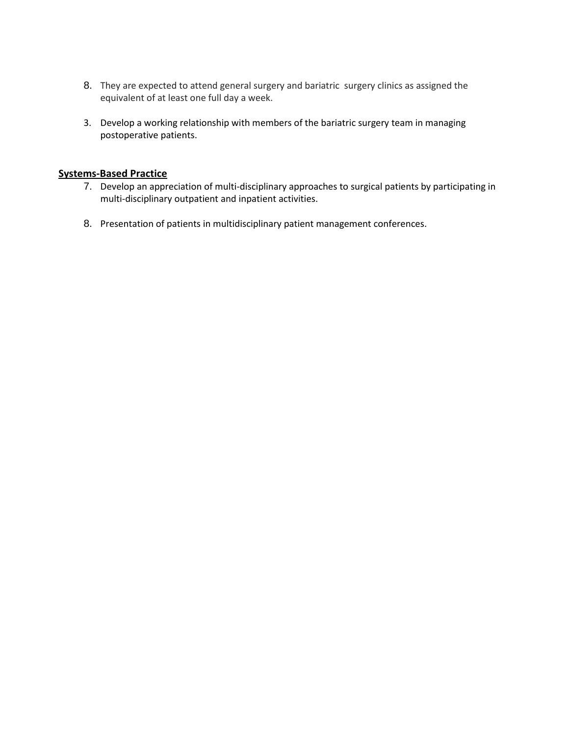8. They are expected to attend general surgery and bariatric surgery clinics as assigned the equivalent of at least one full day a week.

3. Develop a working relationship with members of the bariatric surgery team in managing postoperative patients.

**Systems-Based Practice**

7. Develop an appreciation of multi-disciplinary approaches to surgical patients by participating in multi-disciplinary outpatient and inpatient activities.

8. Presentation of patients in multidisciplinary patient management conferences.